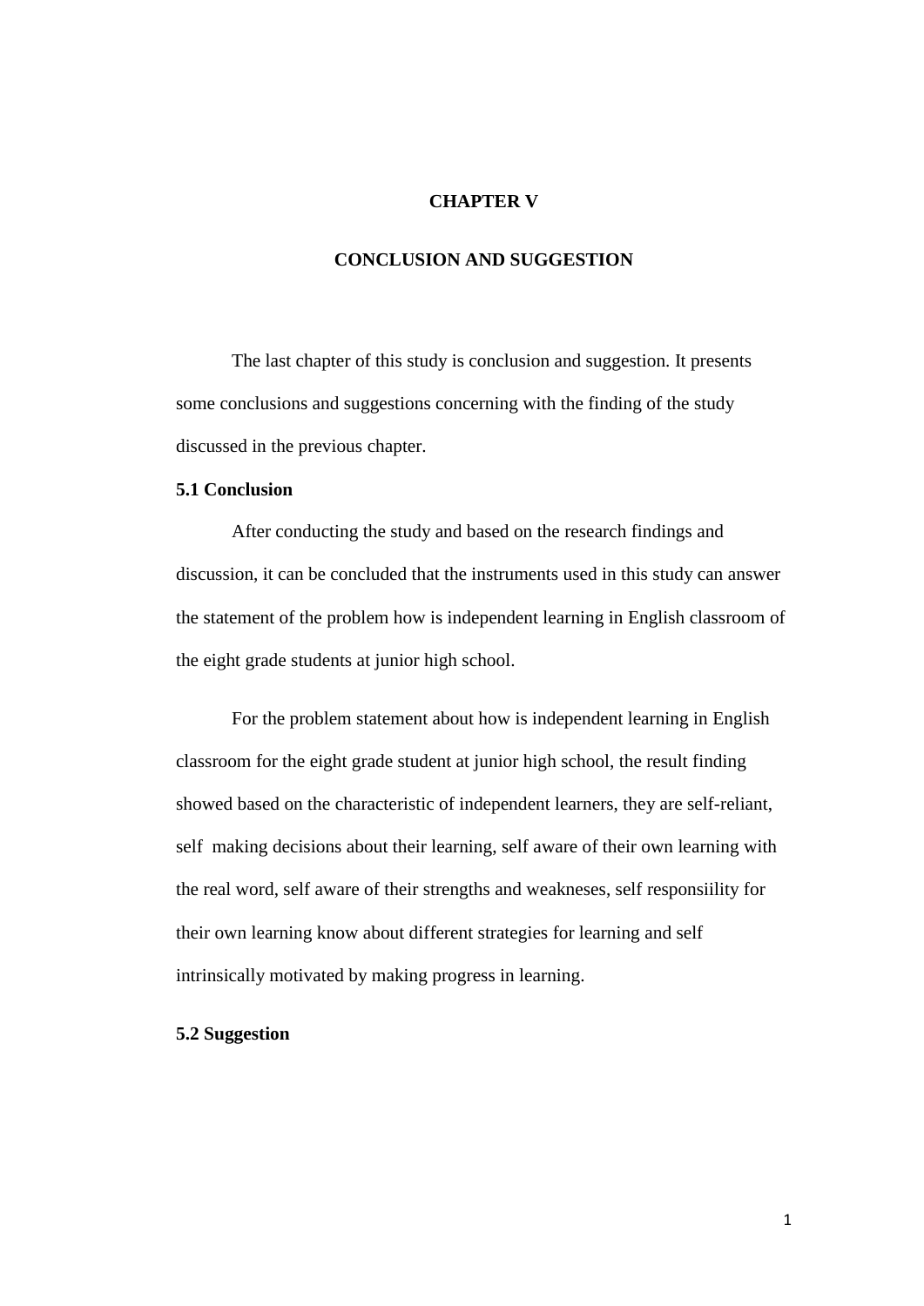# CHAPTER V

# CONCLUSION AND SUGGESTION

The last chapter of this study is conclusion and suggestion. It presents some conclusions and suggestions concerning with the finding of the study discussed in the previous chapter.

## 5.1 Conclusion

After conducting the study and based on the research findings and discussion, it can be concluded that the instruments used in this study can answer the statement of the problem how is independent learning in English classroom of the eight grade students at junior high school.

For the problem statement about how is independent learning in English classroom for the eight grade student at junior high school, the result finding showed based on the characteristic of independent learners, they are self-reliant, self  making decisions about their learning, self aware of their own learning with the real word, self aware of their strengths and weakneses, self responsiility for their own learning know about different strategies for learning and self intrinsically motivated by making progress in learning.

## 5.2 Suggestion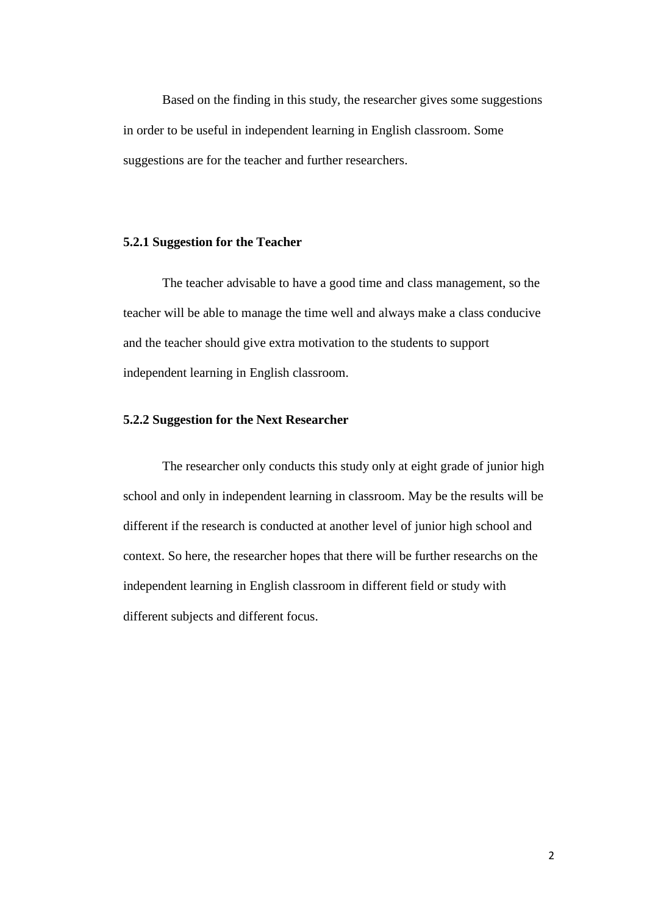Based on the finding in this study, the researcher gives some suggestions in order to be useful in independent learning in English classroom. Some suggestions are for the teacher and further researchers.

### 5.2.1 Suggestion for the Teacher

The teacher advisable to have a good time and class management, so the teacher will be able to manage the time well and always make a class conducive and the teacher should give extra motivation to the students to support independent learning in English classroom.

### 5.2.2 Suggestion for the Next Researcher

The researcher only conducts this study only at eight grade of junior high school and only in independent learning in classroom. May be the results will be different if the research is conducted at another level of junior high school and context. So here, the researcher hopes that there will be further researchs on the independent learning in English classroom in different field or study with different subjects and different focus.